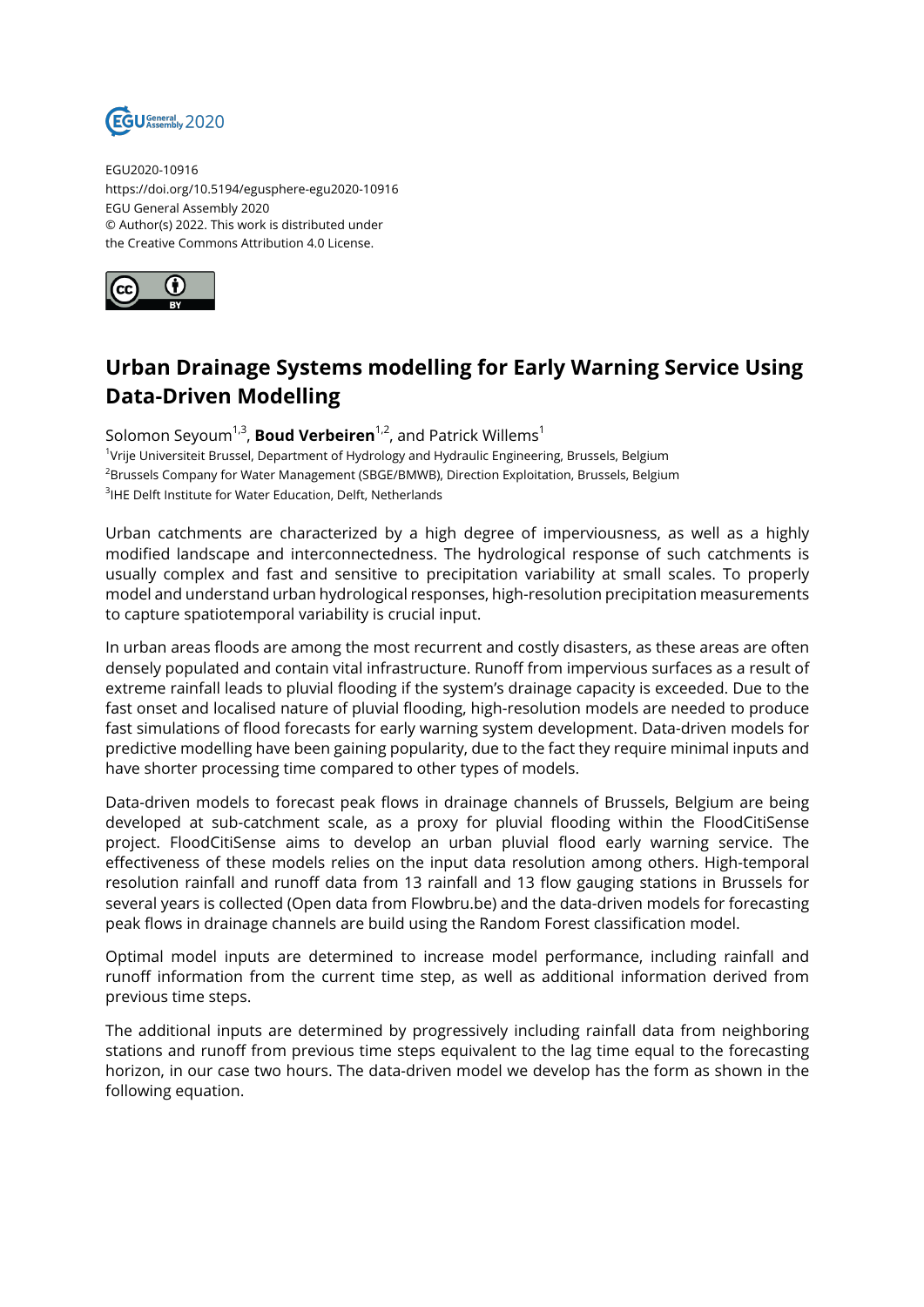EGU2020-10916
https://doi.org/10.5194/egusphere-egu2020-10916
EGU General Assembly 2020
© Author(s) 2022. This work is distributed under
the Creative Commons Attribution 4.0 License.

# Urban Drainage Systems modelling for Early Warning Service Using Data-Driven Modelling

Solomon Seyoum[1,3], **Boud Verbeiren**[1,2], and Patrick Willems[1]

[1]Vrije Universiteit Brussel, Department of Hydrology and Hydraulic Engineering, Brussels, Belgium
[2]Brussels Company for Water Management (SBGE/BMWB), Direction Exploitation, Brussels, Belgium
[3]IHE Delft Institute for Water Education, Delft, Netherlands

Urban catchments are characterized by a high degree of imperviousness, as well as a highly modified landscape and interconnectedness. The hydrological response of such catchments is usually complex and fast and sensitive to precipitation variability at small scales. To properly model and understand urban hydrological responses, high-resolution precipitation measurements to capture spatiotemporal variability is crucial input.

In urban areas floods are among the most recurrent and costly disasters, as these areas are often densely populated and contain vital infrastructure. Runoff from impervious surfaces as a result of extreme rainfall leads to pluvial flooding if the system's drainage capacity is exceeded. Due to the fast onset and localised nature of pluvial flooding, high-resolution models are needed to produce fast simulations of flood forecasts for early warning system development. Data-driven models for predictive modelling have been gaining popularity, due to the fact they require minimal inputs and have shorter processing time compared to other types of models.

Data-driven models to forecast peak flows in drainage channels of Brussels, Belgium are being developed at sub-catchment scale, as a proxy for pluvial flooding within the FloodCitiSense project. FloodCitiSense aims to develop an urban pluvial flood early warning service. The effectiveness of these models relies on the input data resolution among others. High-temporal resolution rainfall and runoff data from 13 rainfall and 13 flow gauging stations in Brussels for several years is collected (Open data from Flowbru.be) and the data-driven models for forecasting peak flows in drainage channels are build using the Random Forest classification model.

Optimal model inputs are determined to increase model performance, including rainfall and runoff information from the current time step, as well as additional information derived from previous time steps.

The additional inputs are determined by progressively including rainfall data from neighboring stations and runoff from previous time steps equivalent to the lag time equal to the forecasting horizon, in our case two hours. The data-driven model we develop has the form as shown in the following equation.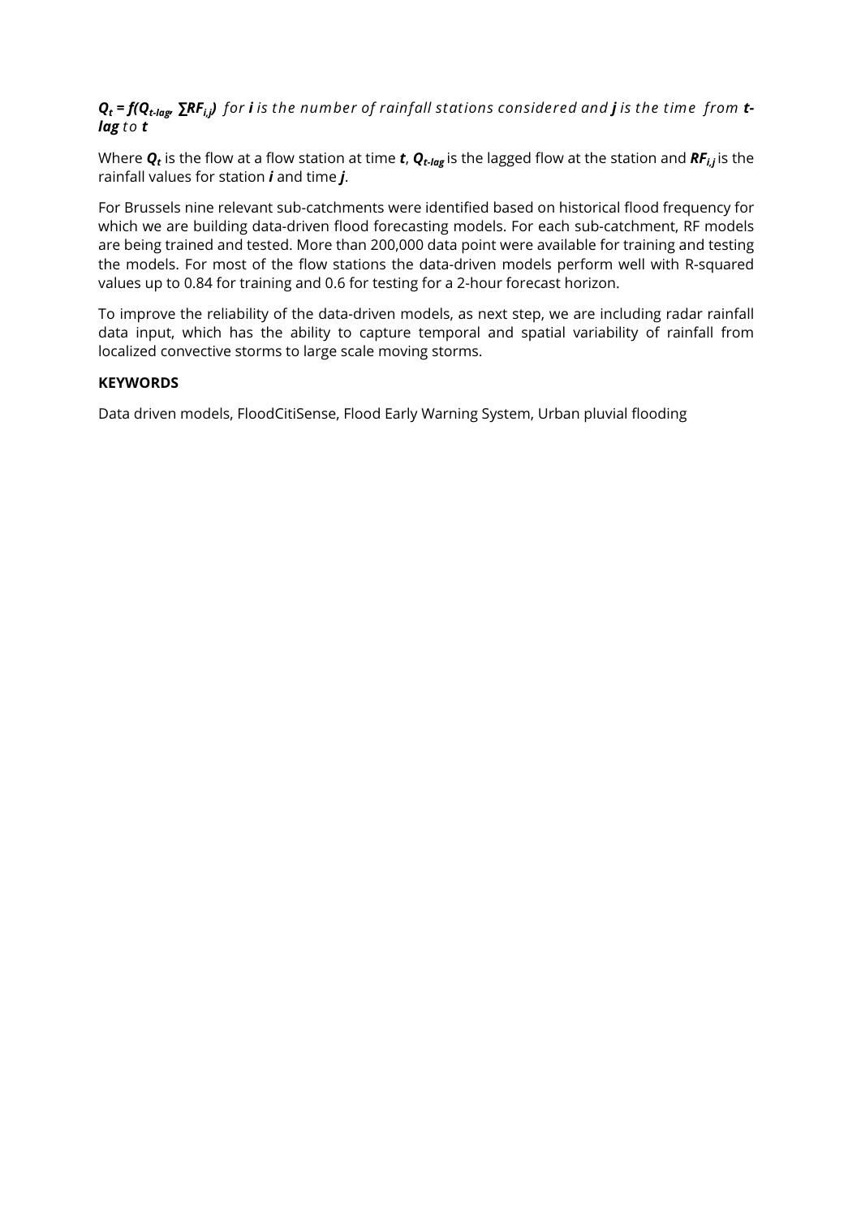$Q_t = f(Q_{t\text{-}lag}, \sum RF_{i,j})$ *for* $i$ *is the number of rainfall stations considered and* $j$ *is the time from* $t\text{-}lag$ *to* $t$

Where $Q_t$ is the flow at a flow station at time $t$, $Q_{t\text{-}lag}$ is the lagged flow at the station and $RF_{i,j}$ is the rainfall values for station $i$ and time $j$.

For Brussels nine relevant sub-catchments were identified based on historical flood frequency for which we are building data-driven flood forecasting models. For each sub-catchment, RF models are being trained and tested. More than 200,000 data point were available for training and testing the models. For most of the flow stations the data-driven models perform well with R-squared values up to 0.84 for training and 0.6 for testing for a 2-hour forecast horizon.

To improve the reliability of the data-driven models, as next step, we are including radar rainfall data input, which has the ability to capture temporal and spatial variability of rainfall from localized convective storms to large scale moving storms.

**KEYWORDS**

Data driven models, FloodCitiSense, Flood Early Warning System, Urban pluvial flooding